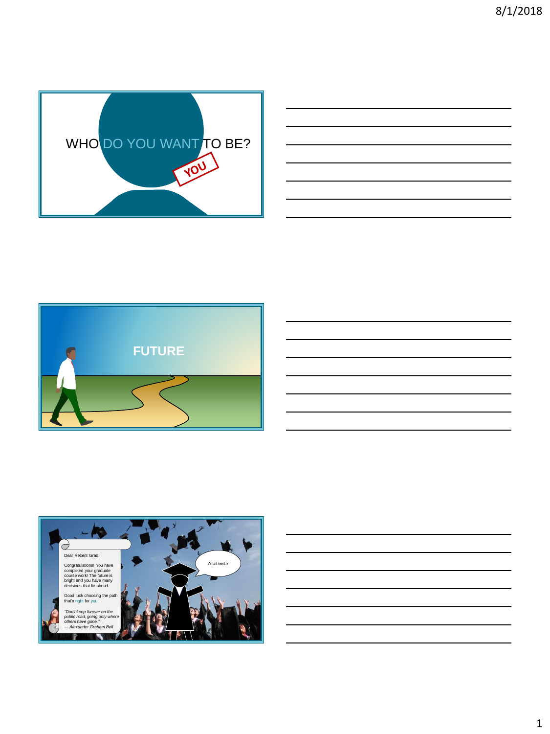WHO DO YOU WANT TO BE?

YOU

FUTURE

Dear Recent Grad,

Congratulations! You have completed your graduate course work! The future is bright and you have many decisions that lie ahead.

Good luck choosing the path that's right for you.

*"Don't keep forever on the public road, going only where others have gone."*
*— Alexander Graham Bell*

What next!?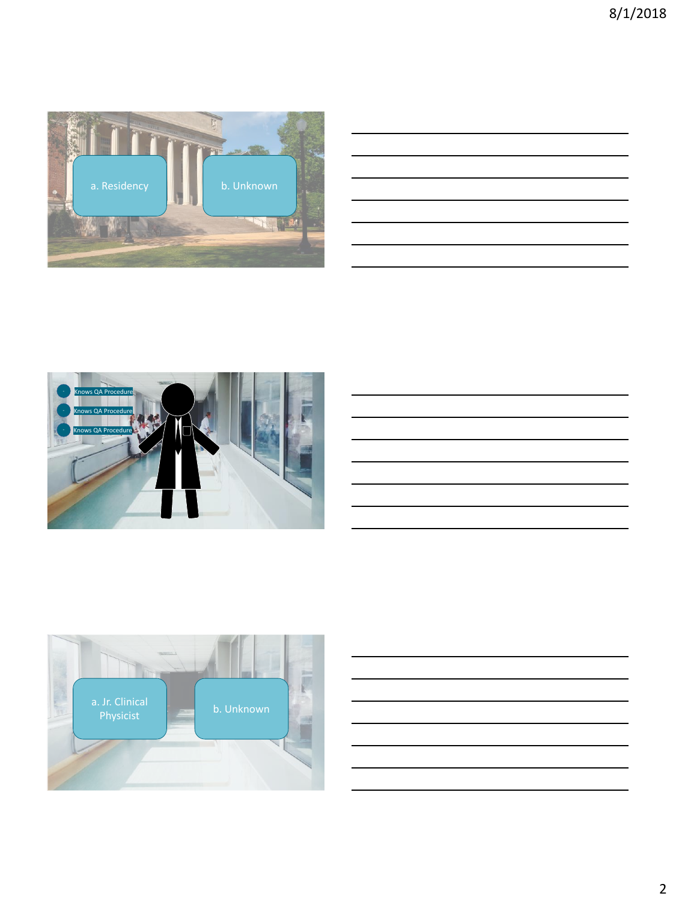a. Residency

b. Unknown

Knows QA Procedure

Knows QA Procedure

Knows QA Procedure

a. Jr. Clinical Physicist

b. Unknown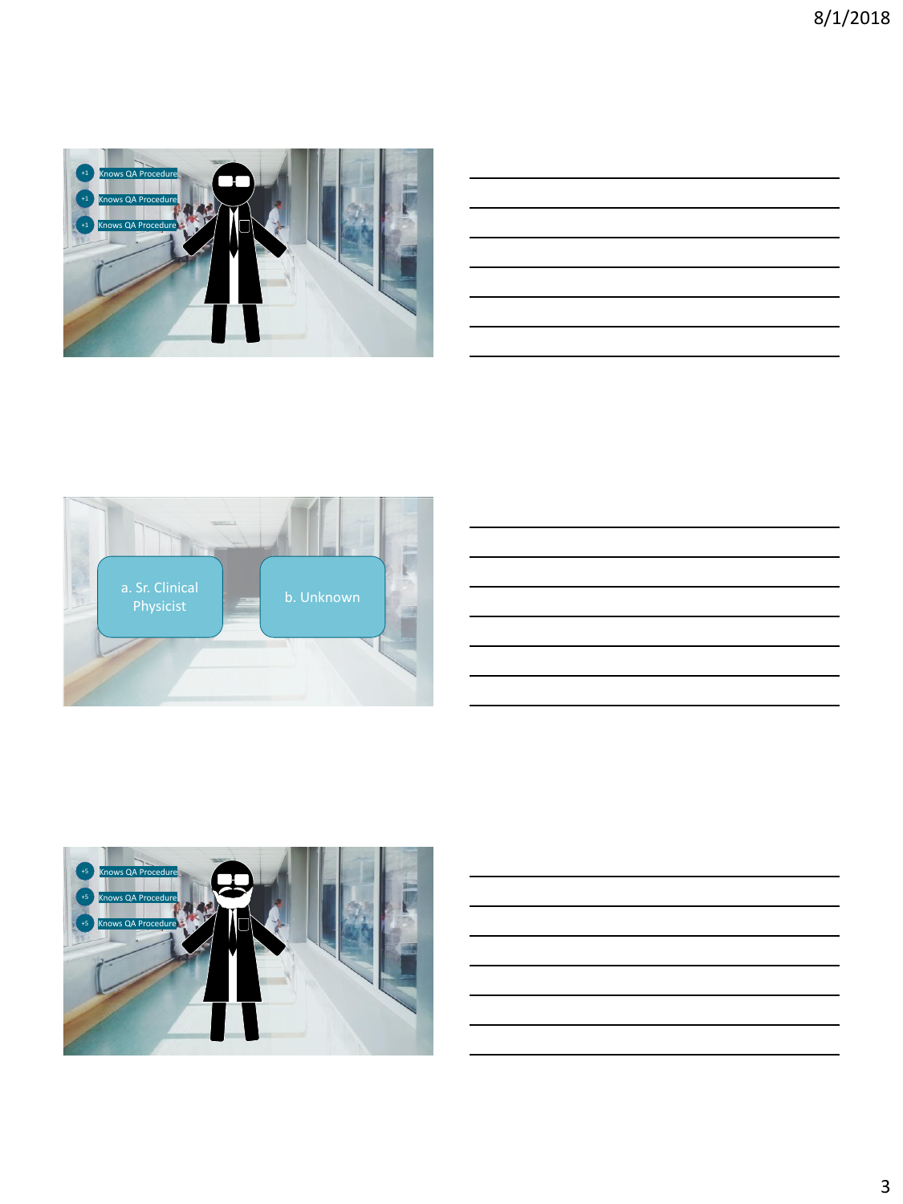+1 Knows QA Procedure

+1 Knows QA Procedure

+1 Knows QA Procedure

a. Sr. Clinical Physicist

b. Unknown

+5 Knows QA Procedure

+5 Knows QA Procedure

+5 Knows QA Procedure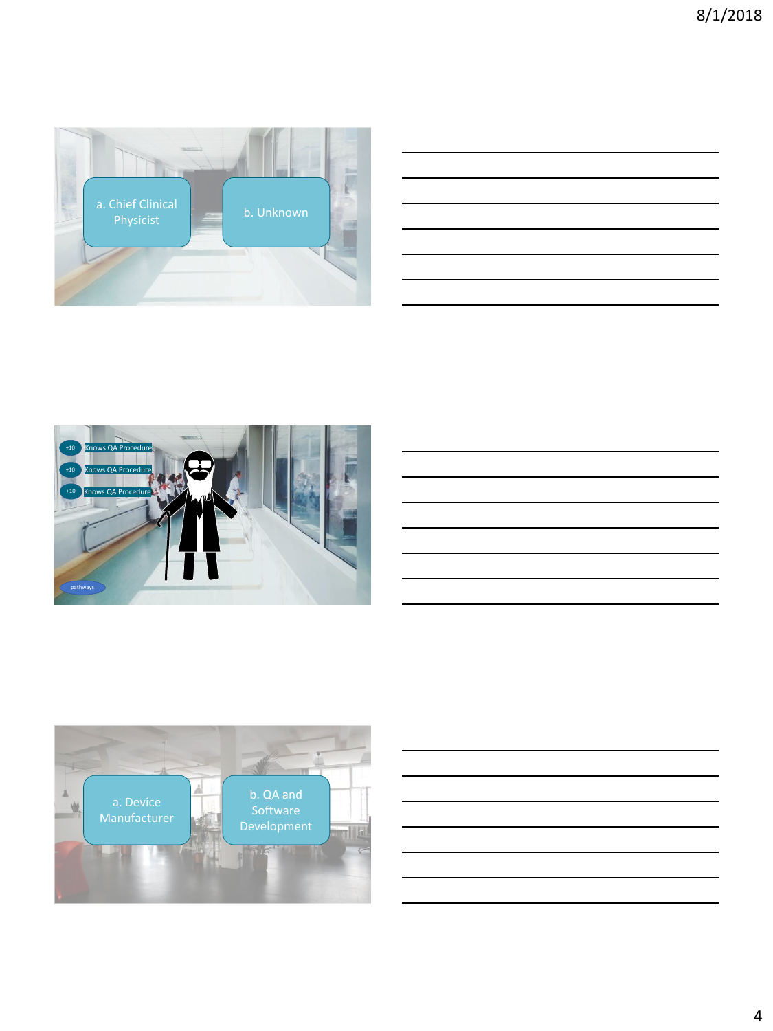a. Chief Clinical Physicist

b. Unknown

+10 Knows QA Procedure

+10 Knows QA Procedure

+10 Knows QA Procedure

pathways

a. Device Manufacturer

b. QA and Software Development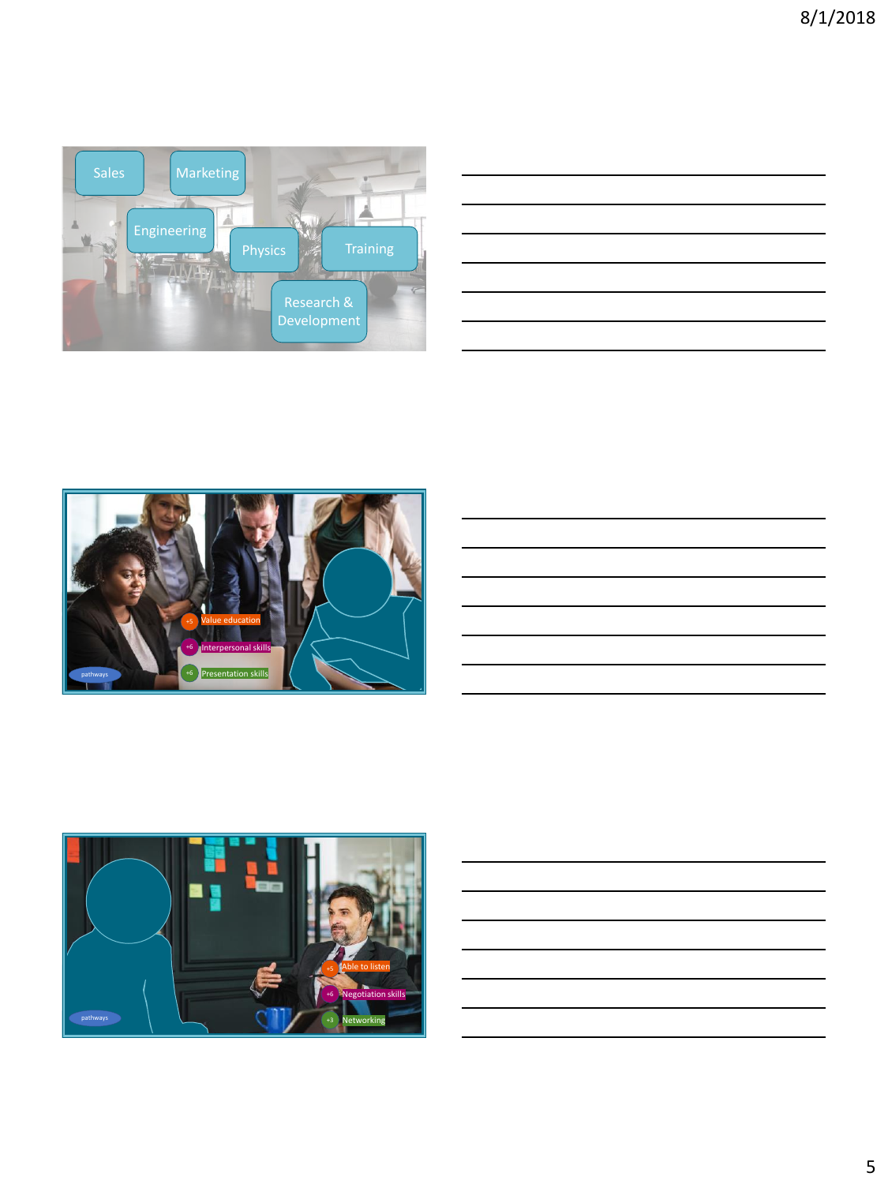Sales

Marketing

Engineering

Physics

Training

Research & Development

+5 Value education

+6 Interpersonal skills

+6 Presentation skills

pathways

+5 Able to listen

+6 Negotiation skills

+3 Networking

pathways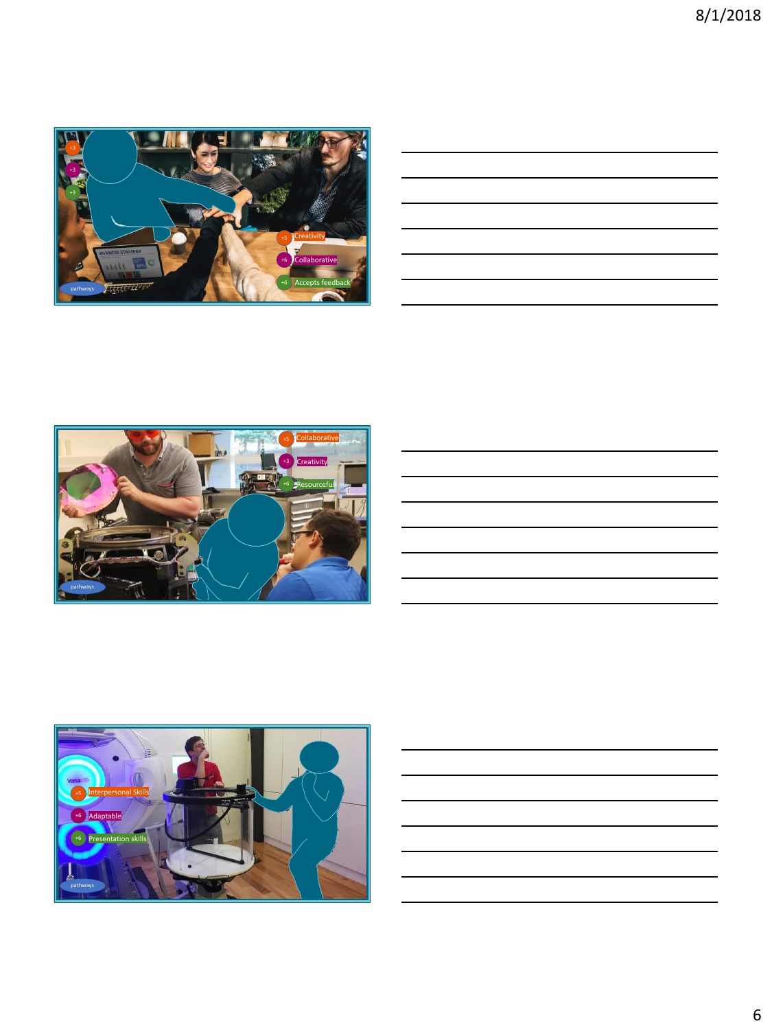+3

+3

+3

+5 Creativity

+6 Collaborative

+6 Accepts feedback

pathways

---

+5 Collaborative

+3 Creativity

+6 Resourceful

pathways

---

+5 Interpersonal Skills

+6 Adaptable

+6 Presentation skills

pathways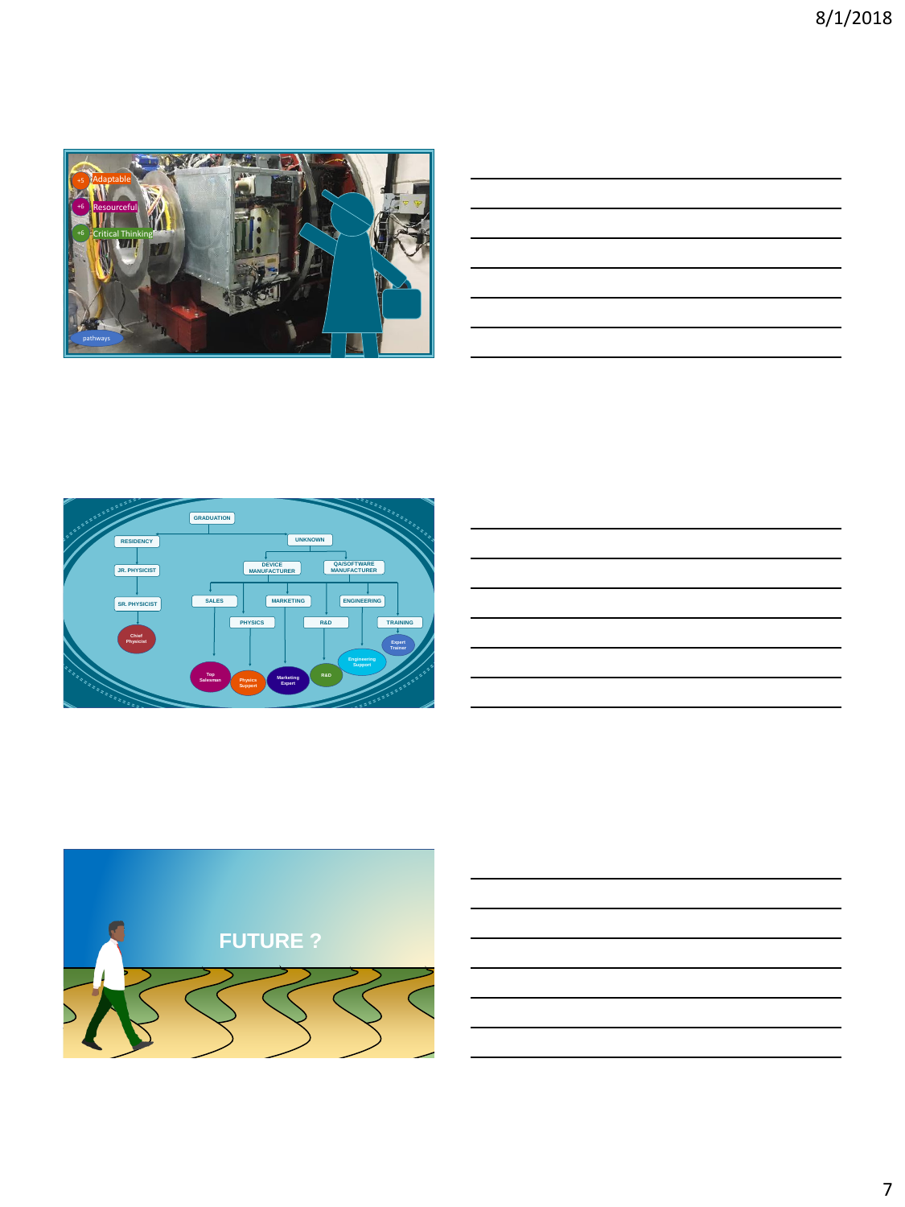+5 Adaptable

+6 Resourceful

+6 Critical Thinking

pathways

---

- GRADUATION
  - RESIDENCY
    - JR. PHYSICIST
      - SR. PHYSICIST
        - Chief Physicist
  - UNKNOWN
    - DEVICE MANUFACTURER
    - QA/SOFTWARE MANUFACTURER
      - SALES
        - Top Salesman
      - PHYSICS
        - Physics Support
      - MARKETING
        - Marketing Expert
      - R&D
        - R&D
      - ENGINEERING
        - Engineering Support
      - TRAINING
        - Expert Trainer

---

FUTURE ?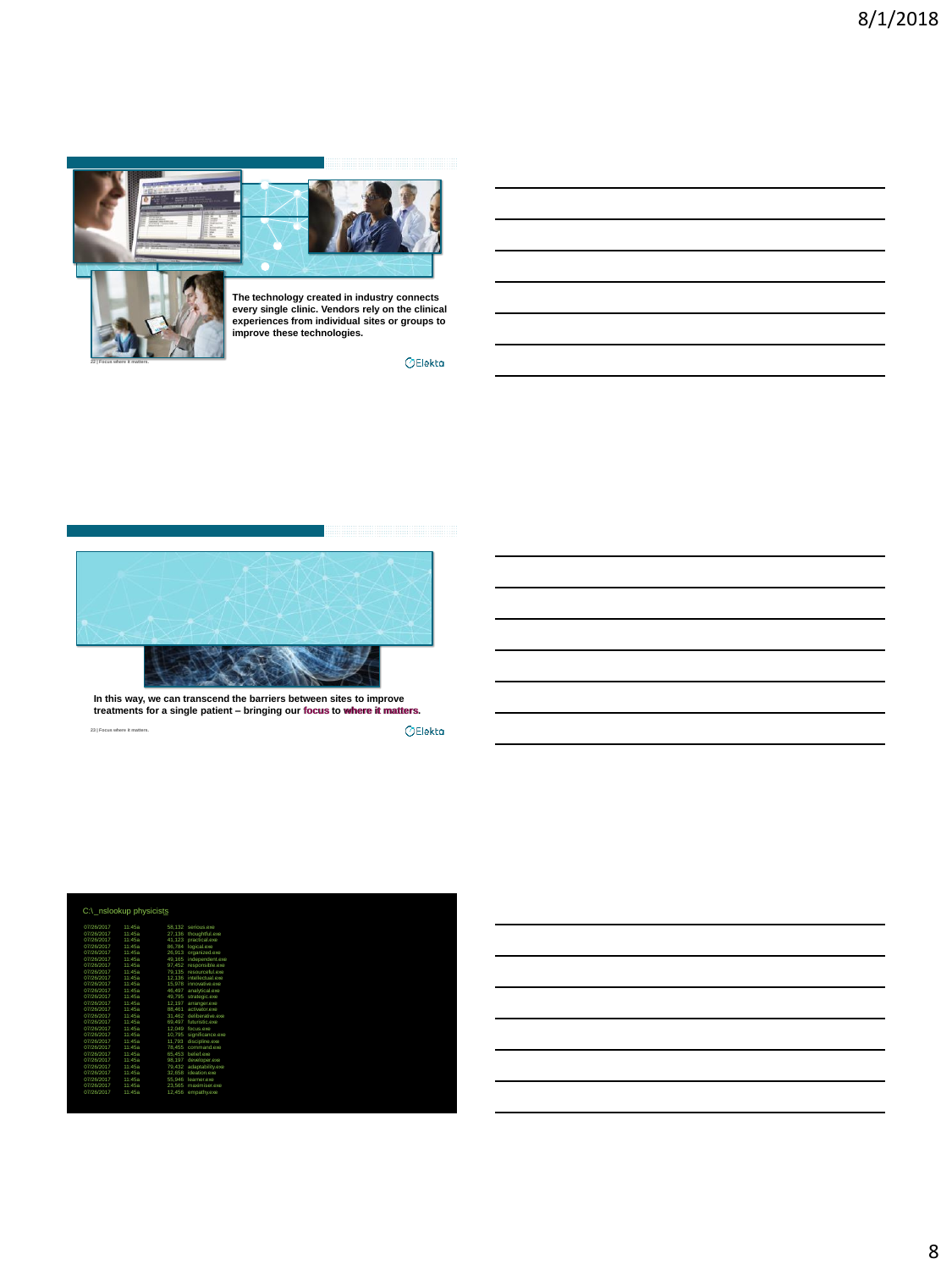The technology created in industry connects every single clinic. Vendors rely on the clinical experiences from individual sites or groups to improve these technologies.

22 | Focus where it matters.

Elekta

In this way, we can transcend the barriers between sites to improve treatments for a single patient – bringing our focus to where it matters.

23 | Focus where it matters.

Elekta

```
C:\_nslookup physicists

07/26/2017  11:45a  58,132  serious.exe
07/26/2017  11:45a  27,136  thoughtful.exe
07/26/2017  11:45a  41,123  practical.exe
07/26/2017  11:45a  86,784  logical.exe
07/26/2017  11:45a  26,913  organized.exe
07/26/2017  11:45a  49,165  independent.exe
07/26/2017  11:45a  97,452  responsible.exe
07/26/2017  11:45a  79,135  resourceful.exe
07/26/2017  11:45a  12,136  intellectual.exe
07/26/2017  11:45a  15,978  innovative.exe
07/26/2017  11:45a  46,497  analytical.exe
07/26/2017  11:45a  49,795  strategic.exe
07/26/2017  11:45a  12,197  arranger.exe
07/26/2017  11:45a  86,461  activator.exe
07/26/2017  11:45a  31,462  deliberative.exe
07/26/2017  11:45a  69,497  futuristic.exe
07/26/2017  11:45a  12,049  focus.exe
07/26/2017  11:45a  10,795  significance.exe
07/26/2017  11:45a  11,793  discipline.exe
07/26/2017  11:45a  78,455  command.exe
07/26/2017  11:45a  65,453  belief.exe
07/26/2017  11:45a  98,197  developer.exe
07/26/2017  11:45a  79,432  adaptability.exe
07/26/2017  11:45a  32,658  ideation.exe
07/26/2017  11:45a  55,946  learner.exe
07/26/2017  11:45a  23,565  maximizer.exe
07/26/2017  11:45a  12,456  empathy.exe
```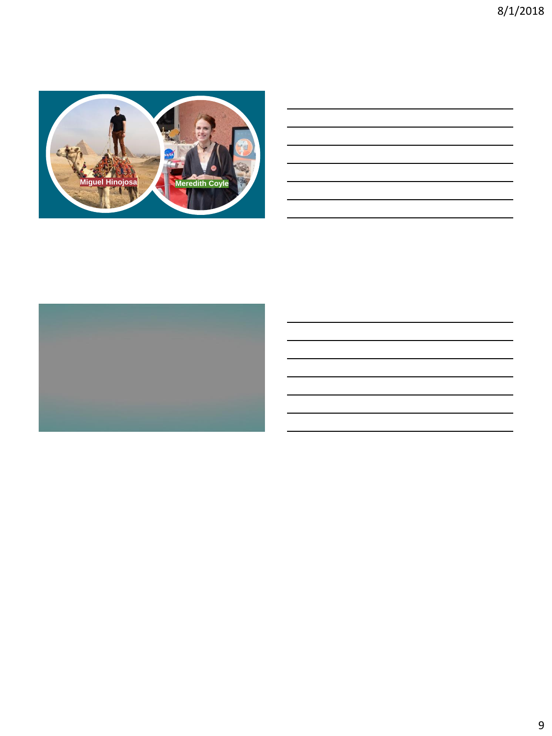Miguel Hinojosa

Meredith Coyle